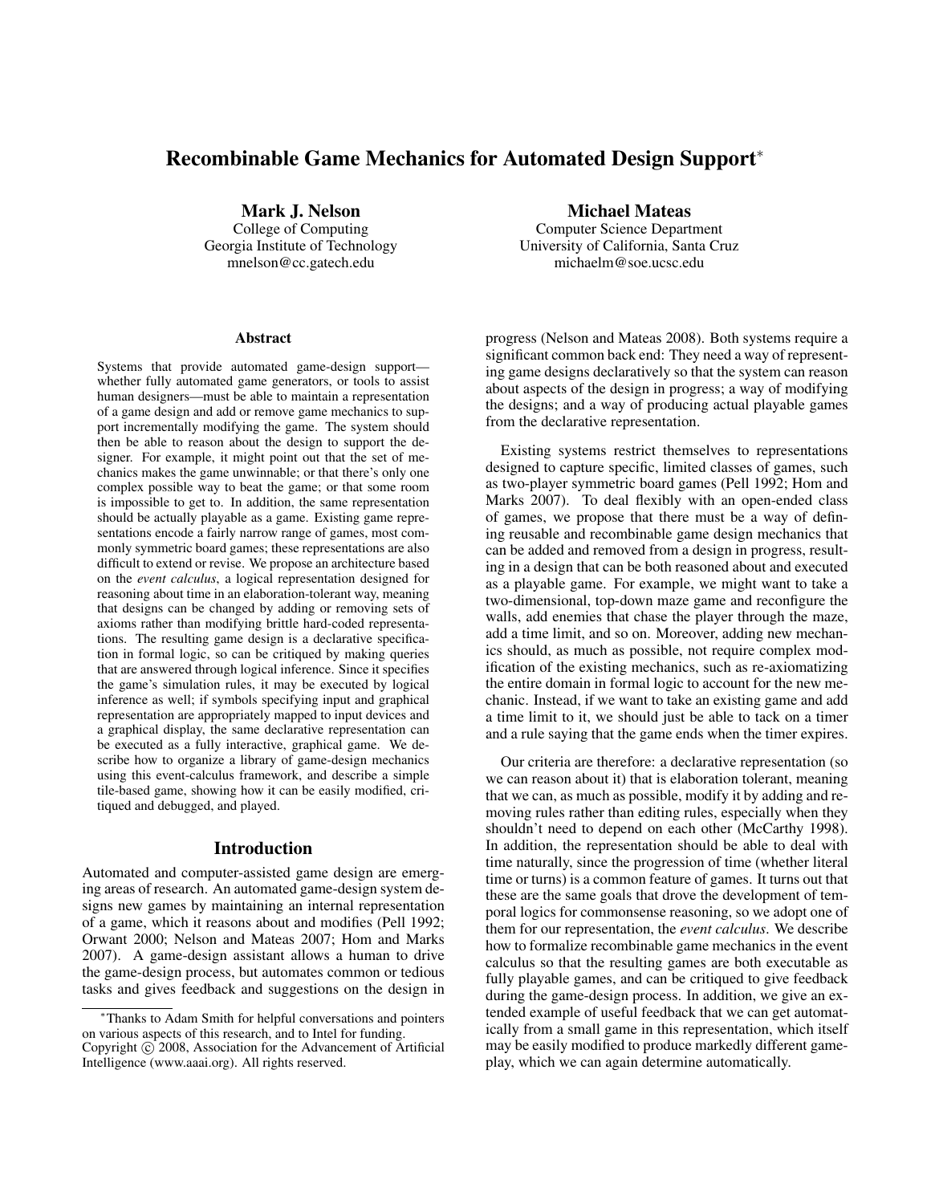# Recombinable Game Mechanics for Automated Design Support*

**Mark J. Nelson**
College of Computing
Georgia Institute of Technology
mnelson@cc.gatech.edu

**Michael Mateas**
Computer Science Department
University of California, Santa Cruz
michaelm@soe.ucsc.edu

## Abstract

Systems that provide automated game-design support—whether fully automated game generators, or tools to assist human designers—must be able to maintain a representation of a game design and add or remove game mechanics to support incrementally modifying the game. The system should then be able to reason about the design to support the designer. For example, it might point out that the set of mechanics makes the game unwinnable; or that there's only one complex possible way to beat the game; or that some room is impossible to get to. In addition, the same representation should be actually playable as a game. Existing game representations encode a fairly narrow range of games, most commonly symmetric board games; these representations are also difficult to extend or revise. We propose an architecture based on the *event calculus*, a logical representation designed for reasoning about time in an elaboration-tolerant way, meaning that designs can be changed by adding or removing sets of axioms rather than modifying brittle hard-coded representations. The resulting game design is a declarative specification in formal logic, so can be critiqued by making queries that are answered through logical inference. Since it specifies the game's simulation rules, it may be executed by logical inference as well; if symbols specifying input and graphical representation are appropriately mapped to input devices and a graphical display, the same declarative representation can be executed as a fully interactive, graphical game. We describe how to organize a library of game-design mechanics using this event-calculus framework, and describe a simple tile-based game, showing how it can be easily modified, critiqued and debugged, and played.

## Introduction

Automated and computer-assisted game design are emerging areas of research. An automated game-design system designs new games by maintaining an internal representation of a game, which it reasons about and modifies (Pell 1992; Orwant 2000; Nelson and Mateas 2007; Hom and Marks 2007). A game-design assistant allows a human to drive the game-design process, but automates common or tedious tasks and gives feedback and suggestions on the design in progress (Nelson and Mateas 2008). Both systems require a significant common back end: They need a way of representing game designs declaratively so that the system can reason about aspects of the design in progress; a way of modifying the designs; and a way of producing actual playable games from the declarative representation.

Existing systems restrict themselves to representations designed to capture specific, limited classes of games, such as two-player symmetric board games (Pell 1992; Hom and Marks 2007). To deal flexibly with an open-ended class of games, we propose that there must be a way of defining reusable and recombinable game design mechanics that can be added and removed from a design in progress, resulting in a design that can be both reasoned about and executed as a playable game. For example, we might want to take a two-dimensional, top-down maze game and reconfigure the walls, add enemies that chase the player through the maze, add a time limit, and so on. Moreover, adding new mechanics should, as much as possible, not require complex modification of the existing mechanics, such as re-axiomatizing the entire domain in formal logic to account for the new mechanic. Instead, if we want to take an existing game and add a time limit to it, we should just be able to tack on a timer and a rule saying that the game ends when the timer expires.

Our criteria are therefore: a declarative representation (so we can reason about it) that is elaboration tolerant, meaning that we can, as much as possible, modify it by adding and removing rules rather than editing rules, especially when they shouldn't need to depend on each other (McCarthy 1998). In addition, the representation should be able to deal with time naturally, since the progression of time (whether literal time or turns) is a common feature of games. It turns out that these are the same goals that drove the development of temporal logics for commonsense reasoning, so we adopt one of them for our representation, the *event calculus*. We describe how to formalize recombinable game mechanics in the event calculus so that the resulting games are both executable as fully playable games, and can be critiqued to give feedback during the game-design process. In addition, we give an extended example of useful feedback that we can get automatically from a small game in this representation, which itself may be easily modified to produce markedly different gameplay, which we can again determine automatically.

*Thanks to Adam Smith for helpful conversations and pointers on various aspects of this research, and to Intel for funding.
Copyright © 2008, Association for the Advancement of Artificial Intelligence (www.aaai.org). All rights reserved.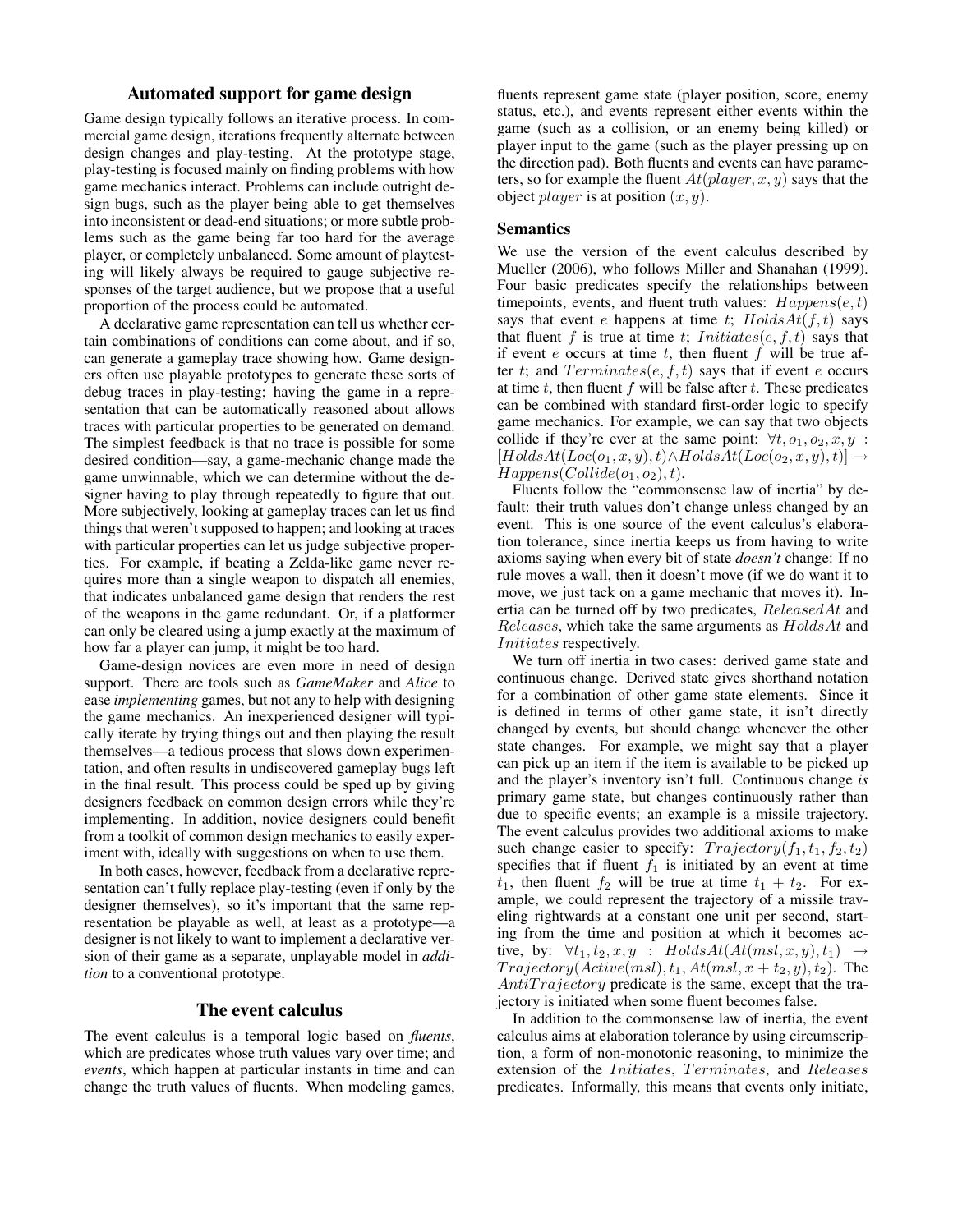## Automated support for game design

Game design typically follows an iterative process. In commercial game design, iterations frequently alternate between design changes and play-testing. At the prototype stage, play-testing is focused mainly on finding problems with how game mechanics interact. Problems can include outright design bugs, such as the player being able to get themselves into inconsistent or dead-end situations; or more subtle problems such as the game being far too hard for the average player, or completely unbalanced. Some amount of playtesting will likely always be required to gauge subjective responses of the target audience, but we propose that a useful proportion of the process could be automated.

A declarative game representation can tell us whether certain combinations of conditions can come about, and if so, can generate a gameplay trace showing how. Game designers often use playable prototypes to generate these sorts of debug traces in play-testing; having the game in a representation that can be automatically reasoned about allows traces with particular properties to be generated on demand. The simplest feedback is that no trace is possible for some desired condition—say, a game-mechanic change made the game unwinnable, which we can determine without the designer having to play through repeatedly to figure that out. More subjectively, looking at gameplay traces can let us find things that weren't supposed to happen; and looking at traces with particular properties can let us judge subjective properties. For example, if beating a Zelda-like game never requires more than a single weapon to dispatch all enemies, that indicates unbalanced game design that renders the rest of the weapons in the game redundant. Or, if a platformer can only be cleared using a jump exactly at the maximum of how far a player can jump, it might be too hard.

Game-design novices are even more in need of design support. There are tools such as *GameMaker* and *Alice* to ease *implementing* games, but not any to help with designing the game mechanics. An inexperienced designer will typically iterate by trying things out and then playing the result themselves—a tedious process that slows down experimentation, and often results in undiscovered gameplay bugs left in the final result. This process could be sped up by giving designers feedback on common design errors while they're implementing. In addition, novice designers could benefit from a toolkit of common design mechanics to easily experiment with, ideally with suggestions on when to use them.

In both cases, however, feedback from a declarative representation can't fully replace play-testing (even if only by the designer themselves), so it's important that the same representation be playable as well, at least as a prototype—a designer is not likely to want to implement a declarative version of their game as a separate, unplayable model in *addition* to a conventional prototype.

## The event calculus

The event calculus is a temporal logic based on *fluents*, which are predicates whose truth values vary over time; and *events*, which happen at particular instants in time and can change the truth values of fluents. When modeling games, fluents represent game state (player position, score, enemy status, etc.), and events represent either events within the game (such as a collision, or an enemy being killed) or player input to the game (such as the player pressing up on the direction pad). Both fluents and events can have parameters, so for example the fluent $At(player, x, y)$ says that the object $player$ is at position $(x, y)$.

### Semantics

We use the version of the event calculus described by Mueller (2006), who follows Miller and Shanahan (1999). Four basic predicates specify the relationships between timepoints, events, and fluent truth values: $Happens(e, t)$ says that event $e$ happens at time $t$; $HoldsAt(f, t)$ says that fluent $f$ is true at time $t$; $Initiates(e, f, t)$ says that if event $e$ occurs at time $t$, then fluent $f$ will be true after $t$; and $Terminates(e, f, t)$ says that if event $e$ occurs at time $t$, then fluent $f$ will be false after $t$. These predicates can be combined with standard first-order logic to specify game mechanics. For example, we can say that two objects collide if they're ever at the same point: $\forall t, o_1, o_2, x, y$ : $[HoldsAt(Loc(o_1, x, y), t) \wedge HoldsAt(Loc(o_2, x, y), t)] \rightarrow Happens(Collide(o_1, o_2), t)$.

Fluents follow the "commonsense law of inertia" by default: their truth values don't change unless changed by an event. This is one source of the event calculus's elaboration tolerance, since inertia keeps us from having to write axioms saying when every bit of state *doesn't* change: If no rule moves a wall, then it doesn't move (if we do want it to move, we just tack on a game mechanic that moves it). Inertia can be turned off by two predicates, $ReleasedAt$ and $Releases$, which take the same arguments as $HoldsAt$ and $Initiates$ respectively.

We turn off inertia in two cases: derived game state and continuous change. Derived state gives shorthand notation for a combination of other game state elements. Since it is defined in terms of other game state, it isn't directly changed by events, but should change whenever the other state changes. For example, we might say that a player can pick up an item if the item is available to be picked up and the player's inventory isn't full. Continuous change *is* primary game state, but changes continuously rather than due to specific events; an example is a missile trajectory. The event calculus provides two additional axioms to make such change easier to specify: $Trajectory(f_1, t_1, f_2, t_2)$ specifies that if fluent $f_1$ is initiated by an event at time $t_1$, then fluent $f_2$ will be true at time $t_1 + t_2$. For example, we could represent the trajectory of a missile traveling rightwards at a constant one unit per second, starting from the time and position at which it becomes active, by: $\forall t_1, t_2, x, y$ : $HoldsAt(At(msl, x, y), t_1) \rightarrow Trajectory(Active(msl), t_1, At(msl, x + t_2, y), t_2)$. The $AntiTrajectory$ predicate is the same, except that the trajectory is initiated when some fluent becomes false.

In addition to the commonsense law of inertia, the event calculus aims at elaboration tolerance by using circumscription, a form of non-monotonic reasoning, to minimize the extension of the $Initiates$, $Terminates$, and $Releases$ predicates. Informally, this means that events only initiate,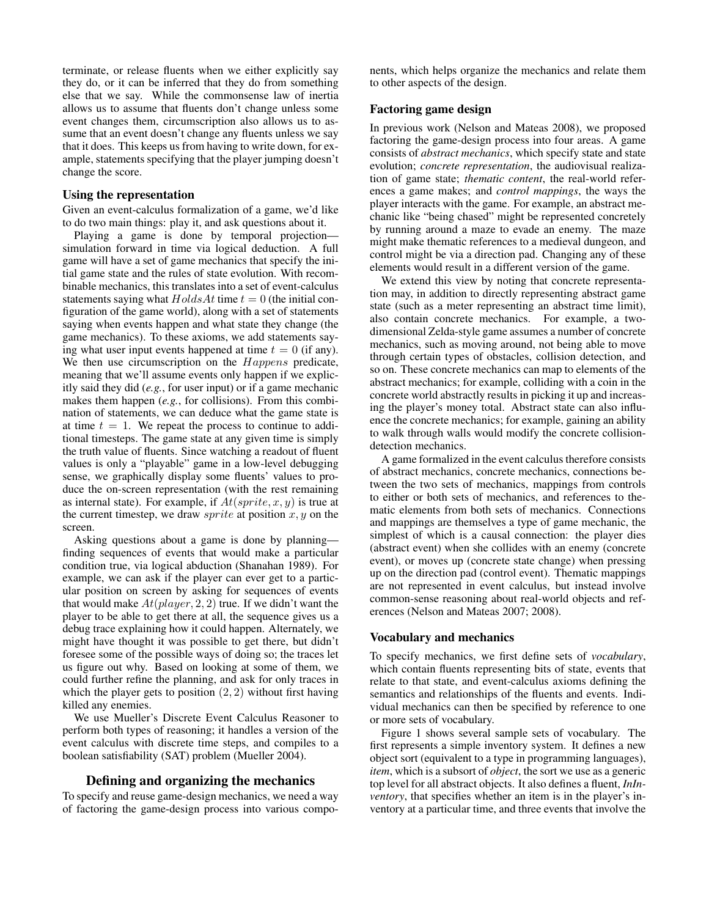terminate, or release fluents when we either explicitly say they do, or it can be inferred that they do from something else that we say. While the commonsense law of inertia allows us to assume that fluents don't change unless some event changes them, circumscription also allows us to assume that an event doesn't change any fluents unless we say that it does. This keeps us from having to write down, for example, statements specifying that the player jumping doesn't change the score.

### Using the representation

Given an event-calculus formalization of a game, we'd like to do two main things: play it, and ask questions about it.

Playing a game is done by temporal projection—simulation forward in time via logical deduction. A full game will have a set of game mechanics that specify the initial game state and the rules of state evolution. With recombinable mechanics, this translates into a set of event-calculus statements saying what $HoldsAt$ time $t = 0$ (the initial configuration of the game world), along with a set of statements saying when events happen and what state they change (the game mechanics). To these axioms, we add statements saying what user input events happened at time $t = 0$ (if any). We then use circumscription on the $Happens$ predicate, meaning that we'll assume events only happen if we explicitly said they did (*e.g.*, for user input) or if a game mechanic makes them happen (*e.g.*, for collisions). From this combination of statements, we can deduce what the game state is at time $t = 1$. We repeat the process to continue to additional timesteps. The game state at any given time is simply the truth value of fluents. Since watching a readout of fluent values is only a "playable" game in a low-level debugging sense, we graphically display some fluents' values to produce the on-screen representation (with the rest remaining as internal state). For example, if $At(sprite, x, y)$ is true at the current timestep, we draw $sprite$ at position $x, y$ on the screen.

Asking questions about a game is done by planning—finding sequences of events that would make a particular condition true, via logical abduction (Shanahan 1989). For example, we can ask if the player can ever get to a particular position on screen by asking for sequences of events that would make $At(player, 2, 2)$ true. If we didn't want the player to be able to get there at all, the sequence gives us a debug trace explaining how it could happen. Alternately, we might have thought it was possible to get there, but didn't foresee some of the possible ways of doing so; the traces let us figure out why. Based on looking at some of them, we could further refine the planning, and ask for only traces in which the player gets to position $(2, 2)$ without first having killed any enemies.

We use Mueller's Discrete Event Calculus Reasoner to perform both types of reasoning; it handles a version of the event calculus with discrete time steps, and compiles to a boolean satisfiability (SAT) problem (Mueller 2004).

## Defining and organizing the mechanics

To specify and reuse game-design mechanics, we need a way of factoring the game-design process into various components, which helps organize the mechanics and relate them to other aspects of the design.

### Factoring game design

In previous work (Nelson and Mateas 2008), we proposed factoring the game-design process into four areas. A game consists of *abstract mechanics*, which specify state and state evolution; *concrete representation*, the audiovisual realization of game state; *thematic content*, the real-world references a game makes; and *control mappings*, the ways the player interacts with the game. For example, an abstract mechanic like "being chased" might be represented concretely by running around a maze to evade an enemy. The maze might make thematic references to a medieval dungeon, and control might be via a direction pad. Changing any of these elements would result in a different version of the game.

We extend this view by noting that concrete representation may, in addition to directly representing abstract game state (such as a meter representing an abstract time limit), also contain concrete mechanics. For example, a two-dimensional Zelda-style game assumes a number of concrete mechanics, such as moving around, not being able to move through certain types of obstacles, collision detection, and so on. These concrete mechanics can map to elements of the abstract mechanics; for example, colliding with a coin in the concrete world abstractly results in picking it up and increasing the player's money total. Abstract state can also influence the concrete mechanics; for example, gaining an ability to walk through walls would modify the concrete collision-detection mechanics.

A game formalized in the event calculus therefore consists of abstract mechanics, concrete mechanics, connections between the two sets of mechanics, mappings from controls to either or both sets of mechanics, and references to thematic elements from both sets of mechanics. Connections and mappings are themselves a type of game mechanic, the simplest of which is a causal connection: the player dies (abstract event) when she collides with an enemy (concrete event), or moves up (concrete state change) when pressing up on the direction pad (control event). Thematic mappings are not represented in event calculus, but instead involve common-sense reasoning about real-world objects and references (Nelson and Mateas 2007; 2008).

### Vocabulary and mechanics

To specify mechanics, we first define sets of *vocabulary*, which contain fluents representing bits of state, events that relate to that state, and event-calculus axioms defining the semantics and relationships of the fluents and events. Individual mechanics can then be specified by reference to one or more sets of vocabulary.

Figure 1 shows several sample sets of vocabulary. The first represents a simple inventory system. It defines a new object sort (equivalent to a type in programming languages), *item*, which is a subsort of *object*, the sort we use as a generic top level for all abstract objects. It also defines a fluent, *InInventory*, that specifies whether an item is in the player's inventory at a particular time, and three events that involve the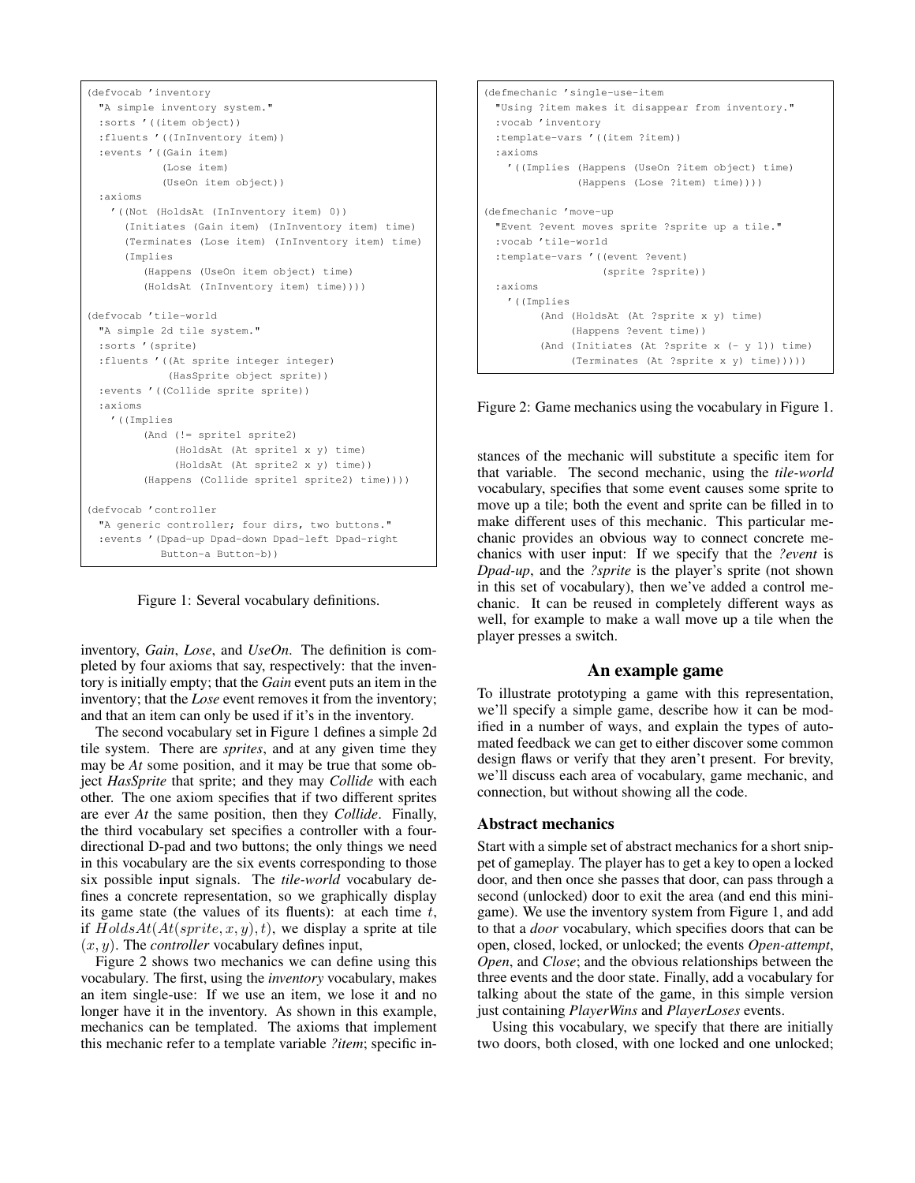```
(defvocab 'inventory
  "A simple inventory system."
  :sorts '((item object))
  :fluents '((InInventory item))
  :events '((Gain item)
            (Lose item)
            (UseOn item object))
  :axioms
   '((Not (HoldsAt (InInventory item) 0))
     (Initiates (Gain item) (InInventory item) time)
     (Terminates (Lose item) (InInventory item) time)
     (Implies
        (Happens (UseOn item object) time)
        (HoldsAt (InInventory item) time))))

(defvocab 'tile-world
  "A simple 2d tile system."
  :sorts '(sprite)
  :fluents '((At sprite integer integer)
             (HasSprite object sprite))
  :events '((Collide sprite sprite))
  :axioms
   '((Implies
        (And (!= sprite1 sprite2)
             (HoldsAt (At sprite1 x y) time)
             (HoldsAt (At sprite2 x y) time))
        (Happens (Collide sprite1 sprite2) time))))

(defvocab 'controller
  "A generic controller; four dirs, two buttons."
  :events '(Dpad-up Dpad-down Dpad-left Dpad-right
            Button-a Button-b))
```

Figure 1: Several vocabulary definitions.

inventory, *Gain*, *Lose*, and *UseOn*. The definition is completed by four axioms that say, respectively: that the inventory is initially empty; that the *Gain* event puts an item in the inventory; that the *Lose* event removes it from the inventory; and that an item can only be used if it's in the inventory.

The second vocabulary set in Figure 1 defines a simple 2d tile system. There are *sprites*, and at any given time they may be *At* some position, and it may be true that some object *HasSprite* that sprite; and they may *Collide* with each other. The one axiom specifies that if two different sprites are ever *At* the same position, then they *Collide*. Finally, the third vocabulary set specifies a controller with a four-directional D-pad and two buttons; the only things we need in this vocabulary are the six events corresponding to those six possible input signals. The *tile-world* vocabulary defines a concrete representation, so we graphically display its game state (the values of its fluents): at each time $t$, if $HoldsAt(At(sprite, x, y), t)$, we display a sprite at tile $(x, y)$. The *controller* vocabulary defines input,

Figure 2 shows two mechanics we can define using this vocabulary. The first, using the *inventory* vocabulary, makes an item single-use: If we use an item, we lose it and no longer have it in the inventory. As shown in this example, mechanics can be templated. The axioms that implement this mechanic refer to a template variable *?item*; specific instances of the mechanic will substitute a specific item for that variable. The second mechanic, using the *tile-world* vocabulary, specifies that some event causes some sprite to move up a tile; both the event and sprite can be filled in to make different uses of this mechanic. This particular mechanic provides an obvious way to connect concrete mechanics with user input: If we specify that the *?event* is *Dpad-up*, and the *?sprite* is the player's sprite (not shown in this set of vocabulary), then we've added a control mechanic. It can be reused in completely different ways as well, for example to make a wall move up a tile when the player presses a switch.

```
(defmechanic 'single-use-item
  "Using ?item makes it disappear from inventory."
  :vocab 'inventory
  :template-vars '((item ?item))
  :axioms
   '((Implies (Happens (UseOn ?item object) time)
              (Happens (Lose ?item) time))))

(defmechanic 'move-up
  "Event ?event moves sprite ?sprite up a tile."
  :vocab 'tile-world
  :template-vars '((event ?event)
                   (sprite ?sprite))
  :axioms
   '((Implies
        (And (HoldsAt (At ?sprite x y) time)
             (Happens ?event time))
        (And (Initiates (At ?sprite x (- y 1)) time)
             (Terminates (At ?sprite x y) time)))))
```

Figure 2: Game mechanics using the vocabulary in Figure 1.

## An example game

To illustrate prototyping a game with this representation, we'll specify a simple game, describe how it can be modified in a number of ways, and explain the types of automated feedback we can get to either discover some common design flaws or verify that they aren't present. For brevity, we'll discuss each area of vocabulary, game mechanic, and connection, but without showing all the code.

### Abstract mechanics

Start with a simple set of abstract mechanics for a short snippet of gameplay. The player has to get a key to open a locked door, and then once she passes that door, can pass through a second (unlocked) door to exit the area (and end this minigame). We use the inventory system from Figure 1, and add to that a *door* vocabulary, which specifies doors that can be open, closed, locked, or unlocked; the events *Open-attempt*, *Open*, and *Close*; and the obvious relationships between the three events and the door state. Finally, add a vocabulary for talking about the state of the game, in this simple version just containing *PlayerWins* and *PlayerLoses* events.

Using this vocabulary, we specify that there are initially two doors, both closed, with one locked and one unlocked;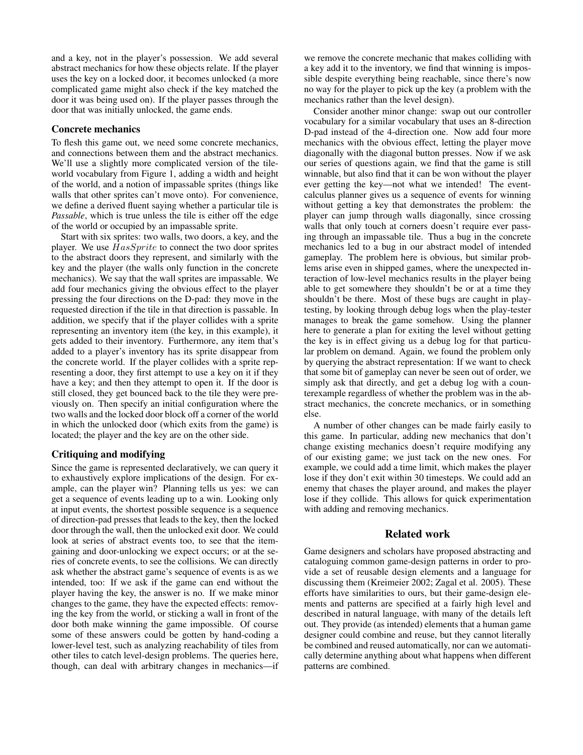and a key, not in the player's possession. We add several abstract mechanics for how these objects relate. If the player uses the key on a locked door, it becomes unlocked (a more complicated game might also check if the key matched the door it was being used on). If the player passes through the door that was initially unlocked, the game ends.

### Concrete mechanics

To flesh this game out, we need some concrete mechanics, and connections between them and the abstract mechanics. We'll use a slightly more complicated version of the tile-world vocabulary from Figure 1, adding a width and height of the world, and a notion of impassable sprites (things like walls that other sprites can't move onto). For convenience, we define a derived fluent saying whether a particular tile is *Passable*, which is true unless the tile is either off the edge of the world or occupied by an impassable sprite.

Start with six sprites: two walls, two doors, a key, and the player. We use $HasSprite$ to connect the two door sprites to the abstract doors they represent, and similarly with the key and the player (the walls only function in the concrete mechanics). We say that the wall sprites are impassable. We add four mechanics giving the obvious effect to the player pressing the four directions on the D-pad: they move in the requested direction if the tile in that direction is passable. In addition, we specify that if the player collides with a sprite representing an inventory item (the key, in this example), it gets added to their inventory. Furthermore, any item that's added to a player's inventory has its sprite disappear from the concrete world. If the player collides with a sprite representing a door, they first attempt to use a key on it if they have a key; and then they attempt to open it. If the door is still closed, they get bounced back to the tile they were previously on. Then specify an initial configuration where the two walls and the locked door block off a corner of the world in which the unlocked door (which exits from the game) is located; the player and the key are on the other side.

### Critiquing and modifying

Since the game is represented declaratively, we can query it to exhaustively explore implications of the design. For example, can the player win? Planning tells us yes: we can get a sequence of events leading up to a win. Looking only at input events, the shortest possible sequence is a sequence of direction-pad presses that leads to the key, then the locked door through the wall, then the unlocked exit door. We could look at series of abstract events too, to see that the item-gaining and door-unlocking we expect occurs; or at the series of concrete events, to see the collisions. We can directly ask whether the abstract game's sequence of events is as we intended, too: If we ask if the game can end without the player having the key, the answer is no. If we make minor changes to the game, they have the expected effects: removing the key from the world, or sticking a wall in front of the door both make winning the game impossible. Of course some of these answers could be gotten by hand-coding a lower-level test, such as analyzing reachability of tiles from other tiles to catch level-design problems. The queries here, though, can deal with arbitrary changes in mechanics—if we remove the concrete mechanic that makes colliding with a key add it to the inventory, we find that winning is impossible despite everything being reachable, since there's now no way for the player to pick up the key (a problem with the mechanics rather than the level design).

Consider another minor change: swap out our controller vocabulary for a similar vocabulary that uses an 8-direction D-pad instead of the 4-direction one. Now add four more mechanics with the obvious effect, letting the player move diagonally with the diagonal button presses. Now if we ask our series of questions again, we find that the game is still winnable, but also find that it can be won without the player ever getting the key—not what we intended! The event-calculus planner gives us a sequence of events for winning without getting a key that demonstrates the problem: the player can jump through walls diagonally, since crossing walls that only touch at corners doesn't require ever passing through an impassable tile. Thus a bug in the concrete mechanics led to a bug in our abstract model of intended gameplay. The problem here is obvious, but similar problems arise even in shipped games, where the unexpected interaction of low-level mechanics results in the player being able to get somewhere they shouldn't be or at a time they shouldn't be there. Most of these bugs are caught in play-testing, by looking through debug logs when the play-tester manages to break the game somehow. Using the planner here to generate a plan for exiting the level without getting the key is in effect giving us a debug log for that particular problem on demand. Again, we found the problem only by querying the abstract representation: If we want to check that some bit of gameplay can never be seen out of order, we simply ask that directly, and get a debug log with a counterexample regardless of whether the problem was in the abstract mechanics, the concrete mechanics, or in something else.

A number of other changes can be made fairly easily to this game. In particular, adding new mechanics that don't change existing mechanics doesn't require modifying any of our existing game; we just tack on the new ones. For example, we could add a time limit, which makes the player lose if they don't exit within 30 timesteps. We could add an enemy that chases the player around, and makes the player lose if they collide. This allows for quick experimentation with adding and removing mechanics.

## Related work

Game designers and scholars have proposed abstracting and cataloguing common game-design patterns in order to provide a set of reusable design elements and a language for discussing them (Kreimeier 2002; Zagal et al. 2005). These efforts have similarities to ours, but their game-design elements and patterns are specified at a fairly high level and described in natural language, with many of the details left out. They provide (as intended) elements that a human game designer could combine and reuse, but they cannot literally be combined and reused automatically, nor can we automatically determine anything about what happens when different patterns are combined.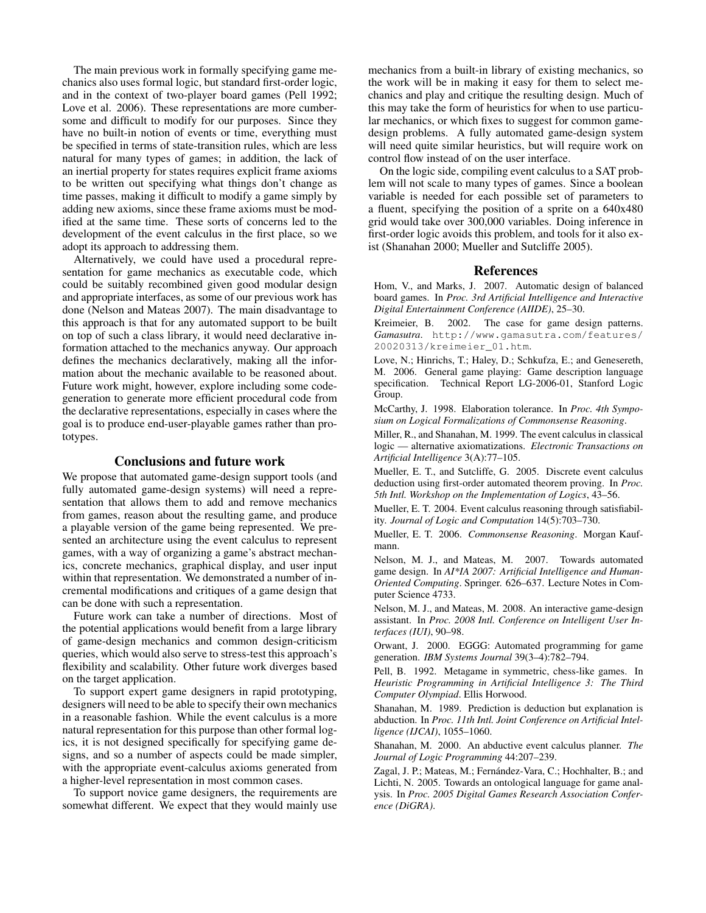The main previous work in formally specifying game mechanics also uses formal logic, but standard first-order logic, and in the context of two-player board games (Pell 1992; Love et al. 2006). These representations are more cumbersome and difficult to modify for our purposes. Since they have no built-in notion of events or time, everything must be specified in terms of state-transition rules, which are less natural for many types of games; in addition, the lack of an inertial property for states requires explicit frame axioms to be written out specifying what things don't change as time passes, making it difficult to modify a game simply by adding new axioms, since these frame axioms must be modified at the same time. These sorts of concerns led to the development of the event calculus in the first place, so we adopt its approach to addressing them.

Alternatively, we could have used a procedural representation for game mechanics as executable code, which could be suitably recombined given good modular design and appropriate interfaces, as some of our previous work has done (Nelson and Mateas 2007). The main disadvantage to this approach is that for any automated support to be built on top of such a class library, it would need declarative information attached to the mechanics anyway. Our approach defines the mechanics declaratively, making all the information about the mechanic available to be reasoned about. Future work might, however, explore including some code-generation to generate more efficient procedural code from the declarative representations, especially in cases where the goal is to produce end-user-playable games rather than prototypes.

## Conclusions and future work

We propose that automated game-design support tools (and fully automated game-design systems) will need a representation that allows them to add and remove mechanics from games, reason about the resulting game, and produce a playable version of the game being represented. We presented an architecture using the event calculus to represent games, with a way of organizing a game's abstract mechanics, concrete mechanics, graphical display, and user input within that representation. We demonstrated a number of incremental modifications and critiques of a game design that can be done with such a representation.

Future work can take a number of directions. Most of the potential applications would benefit from a large library of game-design mechanics and common design-criticism queries, which would also serve to stress-test this approach's flexibility and scalability. Other future work diverges based on the target application.

To support expert game designers in rapid prototyping, designers will need to be able to specify their own mechanics in a reasonable fashion. While the event calculus is a more natural representation for this purpose than other formal logics, it is not designed specifically for specifying game designs, and so a number of aspects could be made simpler, with the appropriate event-calculus axioms generated from a higher-level representation in most common cases.

To support novice game designers, the requirements are somewhat different. We expect that they would mainly use mechanics from a built-in library of existing mechanics, so the work will be in making it easy for them to select mechanics and play and critique the resulting design. Much of this may take the form of heuristics for when to use particular mechanics, or which fixes to suggest for common game-design problems. A fully automated game-design system will need quite similar heuristics, but will require work on control flow instead of on the user interface.

On the logic side, compiling event calculus to a SAT problem will not scale to many types of games. Since a boolean variable is needed for each possible set of parameters to a fluent, specifying the position of a sprite on a 640x480 grid would take over 300,000 variables. Doing inference in first-order logic avoids this problem, and tools for it also exist (Shanahan 2000; Mueller and Sutcliffe 2005).

## References

Hom, V., and Marks, J. 2007. Automatic design of balanced board games. In *Proc. 3rd Artificial Intelligence and Interactive Digital Entertainment Conference (AIIDE)*, 25–30.

Kreimeier, B. 2002. The case for game design patterns. *Gamasutra*. http://www.gamasutra.com/features/20020313/kreimeier_01.htm.

Love, N.; Hinrichs, T.; Haley, D.; Schkufza, E.; and Genesereth, M. 2006. General game playing: Game description language specification. Technical Report LG-2006-01, Stanford Logic Group.

McCarthy, J. 1998. Elaboration tolerance. In *Proc. 4th Symposium on Logical Formalizations of Commonsense Reasoning*.

Miller, R., and Shanahan, M. 1999. The event calculus in classical logic — alternative axiomatizations. *Electronic Transactions on Artificial Intelligence* 3(A):77–105.

Mueller, E. T., and Sutcliffe, G. 2005. Discrete event calculus deduction using first-order automated theorem proving. In *Proc. 5th Intl. Workshop on the Implementation of Logics*, 43–56.

Mueller, E. T. 2004. Event calculus reasoning through satisfiability. *Journal of Logic and Computation* 14(5):703–730.

Mueller, E. T. 2006. *Commonsense Reasoning*. Morgan Kaufmann.

Nelson, M. J., and Mateas, M. 2007. Towards automated game design. In *AI*IA 2007: Artificial Intelligence and Human-Oriented Computing*. Springer. 626–637. Lecture Notes in Computer Science 4733.

Nelson, M. J., and Mateas, M. 2008. An interactive game-design assistant. In *Proc. 2008 Intl. Conference on Intelligent User Interfaces (IUI)*, 90–98.

Orwant, J. 2000. EGGG: Automated programming for game generation. *IBM Systems Journal* 39(3–4):782–794.

Pell, B. 1992. Metagame in symmetric, chess-like games. In *Heuristic Programming in Artificial Intelligence 3: The Third Computer Olympiad*. Ellis Horwood.

Shanahan, M. 1989. Prediction is deduction but explanation is abduction. In *Proc. 11th Intl. Joint Conference on Artificial Intelligence (IJCAI)*, 1055–1060.

Shanahan, M. 2000. An abductive event calculus planner. *The Journal of Logic Programming* 44:207–239.

Zagal, J. P.; Mateas, M.; Fernández-Vara, C.; Hochhalter, B.; and Lichti, N. 2005. Towards an ontological language for game analysis. In *Proc. 2005 Digital Games Research Association Conference (DiGRA)*.